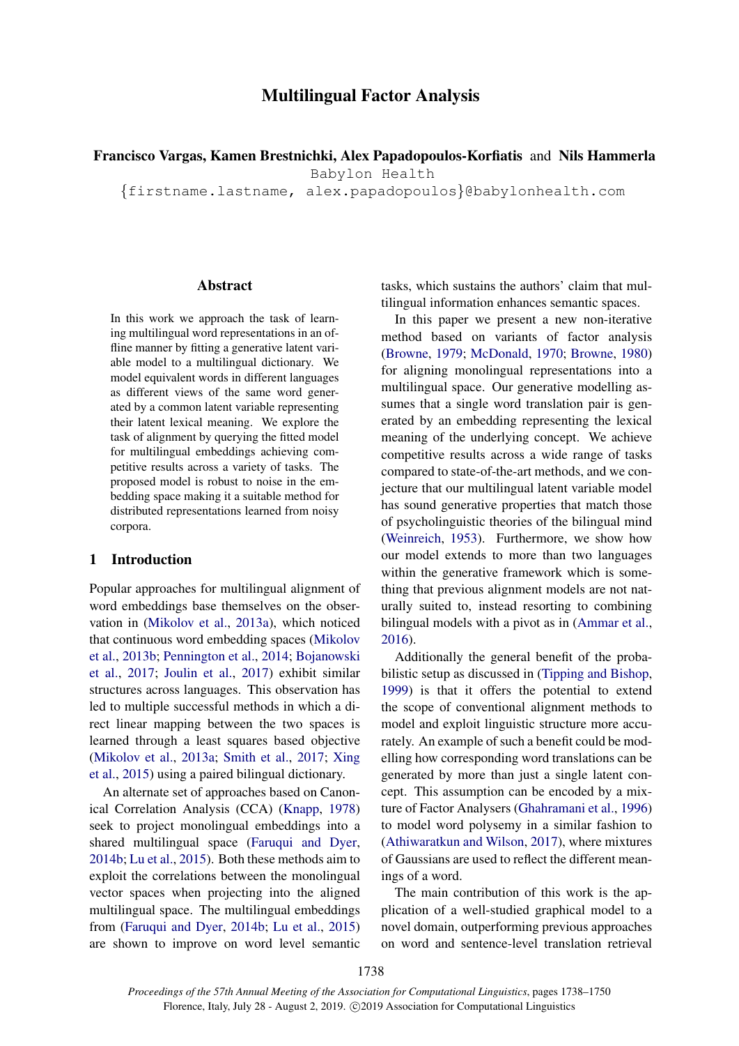# Multilingual Factor Analysis

**Francisco Vargas, Kamen Brestnichki, Alex Papadopoulos-Korfiatis** and **Nils Hammerla**

Babylon Health

{firstname.lastname, alex.papadopoulos}@babylonhealth.com

## Abstract

In this work we approach the task of learning multilingual word representations in an offline manner by fitting a generative latent variable model to a multilingual dictionary. We model equivalent words in different languages as different views of the same word generated by a common latent variable representing their latent lexical meaning. We explore the task of alignment by querying the fitted model for multilingual embeddings achieving competitive results across a variety of tasks. The proposed model is robust to noise in the embedding space making it a suitable method for distributed representations learned from noisy corpora.

## 1 Introduction

Popular approaches for multilingual alignment of word embeddings base themselves on the observation in (Mikolov et al., 2013a), which noticed that continuous word embedding spaces (Mikolov et al., 2013b; Pennington et al., 2014; Bojanowski et al., 2017; Joulin et al., 2017) exhibit similar structures across languages. This observation has led to multiple successful methods in which a direct linear mapping between the two spaces is learned through a least squares based objective (Mikolov et al., 2013a; Smith et al., 2017; Xing et al., 2015) using a paired bilingual dictionary.

An alternate set of approaches based on Canonical Correlation Analysis (CCA) (Knapp, 1978) seek to project monolingual embeddings into a shared multilingual space (Faruqui and Dyer, 2014b; Lu et al., 2015). Both these methods aim to exploit the correlations between the monolingual vector spaces when projecting into the aligned multilingual space. The multilingual embeddings from (Faruqui and Dyer, 2014b; Lu et al., 2015) are shown to improve on word level semantic tasks, which sustains the authors' claim that multilingual information enhances semantic spaces.

In this paper we present a new non-iterative method based on variants of factor analysis (Browne, 1979; McDonald, 1970; Browne, 1980) for aligning monolingual representations into a multilingual space. Our generative modelling assumes that a single word translation pair is generated by an embedding representing the lexical meaning of the underlying concept. We achieve competitive results across a wide range of tasks compared to state-of-the-art methods, and we conjecture that our multilingual latent variable model has sound generative properties that match those of psycholinguistic theories of the bilingual mind (Weinreich, 1953). Furthermore, we show how our model extends to more than two languages within the generative framework which is something that previous alignment models are not naturally suited to, instead resorting to combining bilingual models with a pivot as in (Ammar et al., 2016).

Additionally the general benefit of the probabilistic setup as discussed in (Tipping and Bishop, 1999) is that it offers the potential to extend the scope of conventional alignment methods to model and exploit linguistic structure more accurately. An example of such a benefit could be modelling how corresponding word translations can be generated by more than just a single latent concept. This assumption can be encoded by a mixture of Factor Analysers (Ghahramani et al., 1996) to model word polysemy in a similar fashion to (Athiwaratkun and Wilson, 2017), where mixtures of Gaussians are used to reflect the different meanings of a word.

The main contribution of this work is the application of a well-studied graphical model to a novel domain, outperforming previous approaches on word and sentence-level translation retrieval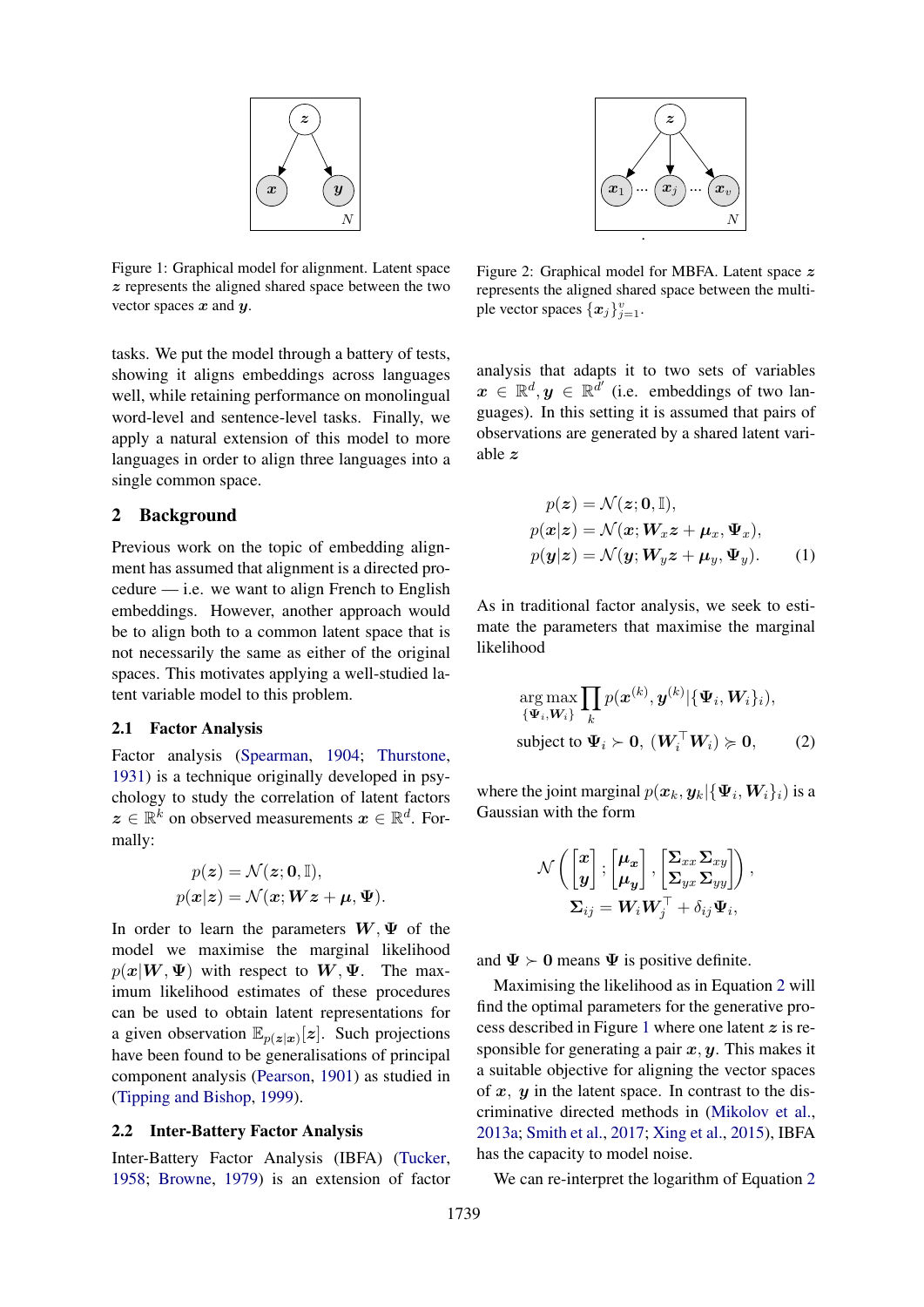Figure 1: Graphical model for alignment. Latent space $\boldsymbol{z}$ represents the aligned shared space between the two vector spaces $\boldsymbol{x}$ and $\boldsymbol{y}$.

Figure 2: Graphical model for MBFA. Latent space $\boldsymbol{z}$ represents the aligned shared space between the multiple vector spaces $\{\boldsymbol{x}_j\}_{j=1}^{v}$.

tasks. We put the model through a battery of tests, showing it aligns embeddings across languages well, while retaining performance on monolingual word-level and sentence-level tasks. Finally, we apply a natural extension of this model to more languages in order to align three languages into a single common space.

## 2 Background

Previous work on the topic of embedding alignment has assumed that alignment is a directed procedure — i.e. we want to align French to English embeddings. However, another approach would be to align both to a common latent space that is not necessarily the same as either of the original spaces. This motivates applying a well-studied latent variable model to this problem.

### 2.1 Factor Analysis

Factor analysis (Spearman, 1904; Thurstone, 1931) is a technique originally developed in psychology to study the correlation of latent factors $\boldsymbol{z} \in \mathbb{R}^k$ on observed measurements $\boldsymbol{x} \in \mathbb{R}^d$. Formally:

$$
\begin{aligned}
p(\boldsymbol{z}) &= \mathcal{N}(\boldsymbol{z}; \boldsymbol{0}, \mathbb{I}), \\
p(\boldsymbol{x}|\boldsymbol{z}) &= \mathcal{N}(\boldsymbol{x}; \boldsymbol{W}\boldsymbol{z} + \boldsymbol{\mu}, \boldsymbol{\Psi}).
\end{aligned}
$$

In order to learn the parameters $\boldsymbol{W}, \boldsymbol{\Psi}$ of the model we maximise the marginal likelihood $p(\boldsymbol{x}|\boldsymbol{W}, \boldsymbol{\Psi})$ with respect to $\boldsymbol{W}, \boldsymbol{\Psi}$. The maximum likelihood estimates of these procedures can be used to obtain latent representations for a given observation $\mathbb{E}_{p(\boldsymbol{z}|\boldsymbol{x})}[\boldsymbol{z}]$. Such projections have been found to be generalisations of principal component analysis (Pearson, 1901) as studied in (Tipping and Bishop, 1999).

### 2.2 Inter-Battery Factor Analysis

Inter-Battery Factor Analysis (IBFA) (Tucker, 1958; Browne, 1979) is an extension of factor analysis that adapts it to two sets of variables $\boldsymbol{x} \in \mathbb{R}^d, \boldsymbol{y} \in \mathbb{R}^{d'}$ (i.e. embeddings of two languages). In this setting it is assumed that pairs of observations are generated by a shared latent variable $\boldsymbol{z}$

$$
\begin{aligned}
p(\boldsymbol{z}) &= \mathcal{N}(\boldsymbol{z}; \boldsymbol{0}, \mathbb{I}), \\
p(\boldsymbol{x}|\boldsymbol{z}) &= \mathcal{N}(\boldsymbol{x}; \boldsymbol{W}_x\boldsymbol{z} + \boldsymbol{\mu}_x, \boldsymbol{\Psi}_x), \\
p(\boldsymbol{y}|\boldsymbol{z}) &= \mathcal{N}(\boldsymbol{y}; \boldsymbol{W}_y\boldsymbol{z} + \boldsymbol{\mu}_y, \boldsymbol{\Psi}_y).
\end{aligned} \tag{1}
$$

As in traditional factor analysis, we seek to estimate the parameters that maximise the marginal likelihood

$$
\begin{aligned}
&\underset{\{\boldsymbol{\Psi}_i, \boldsymbol{W}_i\}}{\arg\max} \prod_k p(\boldsymbol{x}^{(k)}, \boldsymbol{y}^{(k)} | \{\boldsymbol{\Psi}_i, \boldsymbol{W}_i\}_i), \\
&\text{subject to } \boldsymbol{\Psi}_i \succ \boldsymbol{0}, \ (\boldsymbol{W}_i^\top \boldsymbol{W}_i) \succcurlyeq \boldsymbol{0},
\end{aligned} \tag{2}
$$

where the joint marginal $p(\boldsymbol{x}_k, \boldsymbol{y}_k | \{\boldsymbol{\Psi}_i, \boldsymbol{W}_i\}_i)$ is a Gaussian with the form

$$
\mathcal{N}\left( \begin{bmatrix} \boldsymbol{x} \\ \boldsymbol{y} \end{bmatrix}; \begin{bmatrix} \boldsymbol{\mu}_{\boldsymbol{x}} \\ \boldsymbol{\mu}_{\boldsymbol{y}} \end{bmatrix}, \begin{bmatrix} \boldsymbol{\Sigma}_{xx} \ \boldsymbol{\Sigma}_{xy} \\ \boldsymbol{\Sigma}_{yx} \ \boldsymbol{\Sigma}_{yy} \end{bmatrix} \right),
$$

$$
\boldsymbol{\Sigma}_{ij} = \boldsymbol{W}_i \boldsymbol{W}_j^\top + \delta_{ij} \boldsymbol{\Psi}_i,
$$

and $\boldsymbol{\Psi} \succ \boldsymbol{0}$ means $\boldsymbol{\Psi}$ is positive definite.

Maximising the likelihood as in Equation 2 will find the optimal parameters for the generative process described in Figure 1 where one latent $\boldsymbol{z}$ is responsible for generating a pair $\boldsymbol{x}, \boldsymbol{y}$. This makes it a suitable objective for aligning the vector spaces of $\boldsymbol{x}$, $\boldsymbol{y}$ in the latent space. In contrast to the discriminative directed methods in (Mikolov et al., 2013a; Smith et al., 2017; Xing et al., 2015), IBFA has the capacity to model noise.

We can re-interpret the logarithm of Equation 2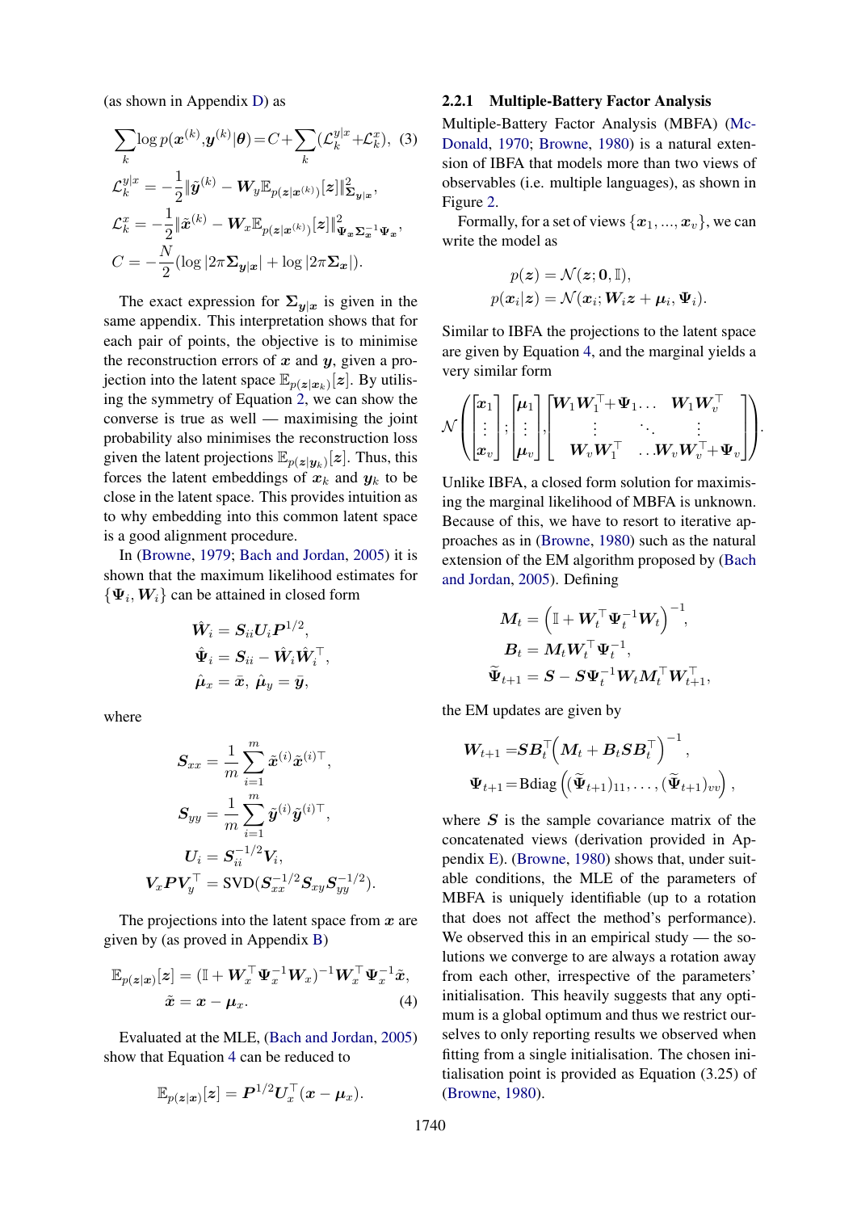(as shown in Appendix D) as

$$\sum_k \log p(\boldsymbol{x}^{(k)}, \boldsymbol{y}^{(k)}|\boldsymbol{\theta}) = C + \sum_k (\mathcal{L}_k^{y|x} + \mathcal{L}_k^x), \quad (3)$$

$$\mathcal{L}_k^{y|x} = -\frac{1}{2}\|\tilde{\boldsymbol{y}}^{(k)} - \boldsymbol{W}_y \mathbb{E}_{p(\boldsymbol{z}|\boldsymbol{x}^{(k)})}[\boldsymbol{z}]\|^2_{\boldsymbol{\Sigma}_{\boldsymbol{y}|\boldsymbol{x}}},$$

$$\mathcal{L}_k^x = -\frac{1}{2}\|\tilde{\boldsymbol{x}}^{(k)} - \boldsymbol{W}_x \mathbb{E}_{p(\boldsymbol{z}|\boldsymbol{x}^{(k)})}[\boldsymbol{z}]\|^2_{\boldsymbol{\Psi}_{\boldsymbol{x}} \boldsymbol{\Sigma}_{\boldsymbol{x}}^{-1} \boldsymbol{\Psi}_{\boldsymbol{x}}},$$

$$C = -\frac{N}{2}(\log|2\pi\boldsymbol{\Sigma}_{\boldsymbol{y}|\boldsymbol{x}}| + \log|2\pi\boldsymbol{\Sigma}_{\boldsymbol{x}}|).$$

The exact expression for $\boldsymbol{\Sigma}_{\boldsymbol{y}|\boldsymbol{x}}$ is given in the same appendix. This interpretation shows that for each pair of points, the objective is to minimise the reconstruction errors of $\boldsymbol{x}$ and $\boldsymbol{y}$, given a projection into the latent space $\mathbb{E}_{p(\boldsymbol{z}|\boldsymbol{x}_k)}[\boldsymbol{z}]$. By utilising the symmetry of Equation 2, we can show the converse is true as well — maximising the joint probability also minimises the reconstruction loss given the latent projections $\mathbb{E}_{p(\boldsymbol{z}|\boldsymbol{y}_k)}[\boldsymbol{z}]$. Thus, this forces the latent embeddings of $\boldsymbol{x}_k$ and $\boldsymbol{y}_k$ to be close in the latent space. This provides intuition as to why embedding into this common latent space is a good alignment procedure.

In (Browne, 1979; Bach and Jordan, 2005) it is shown that the maximum likelihood estimates for $\{\boldsymbol{\Psi}_i, \boldsymbol{W}_i\}$ can be attained in closed form

$$\hat{\boldsymbol{W}}_i = \boldsymbol{S}_{ii}\boldsymbol{U}_i\boldsymbol{P}^{1/2},$$

$$\hat{\boldsymbol{\Psi}}_i = \boldsymbol{S}_{ii} - \hat{\boldsymbol{W}}_i\hat{\boldsymbol{W}}_i^\top,$$

$$\hat{\boldsymbol{\mu}}_x = \bar{\boldsymbol{x}},\ \hat{\boldsymbol{\mu}}_y = \bar{\boldsymbol{y}},$$

where

$$\boldsymbol{S}_{xx} = \frac{1}{m}\sum_{i=1}^m \tilde{\boldsymbol{x}}^{(i)}\tilde{\boldsymbol{x}}^{(i)\top},$$

$$\boldsymbol{S}_{yy} = \frac{1}{m}\sum_{i=1}^m \tilde{\boldsymbol{y}}^{(i)}\tilde{\boldsymbol{y}}^{(i)\top},$$

$$\boldsymbol{U}_i = \boldsymbol{S}_{ii}^{-1/2}\boldsymbol{V}_i,$$

$$\boldsymbol{V}_x\boldsymbol{P}\boldsymbol{V}_y^\top = \text{SVD}(\boldsymbol{S}_{xx}^{-1/2}\boldsymbol{S}_{xy}\boldsymbol{S}_{yy}^{-1/2}).$$

The projections into the latent space from $\boldsymbol{x}$ are given by (as proved in Appendix B)

$$\mathbb{E}_{p(\boldsymbol{z}|\boldsymbol{x})}[\boldsymbol{z}] = (\mathbb{I} + \boldsymbol{W}_x^\top\boldsymbol{\Psi}_x^{-1}\boldsymbol{W}_x)^{-1}\boldsymbol{W}_x^\top\boldsymbol{\Psi}_x^{-1}\tilde{\boldsymbol{x}},$$
$$\tilde{\boldsymbol{x}} = \boldsymbol{x} - \boldsymbol{\mu}_x. \quad (4)$$

Evaluated at the MLE, (Bach and Jordan, 2005) show that Equation 4 can be reduced to

$$\mathbb{E}_{p(\boldsymbol{z}|\boldsymbol{x})}[\boldsymbol{z}] = \boldsymbol{P}^{1/2}\boldsymbol{U}_x^\top(\boldsymbol{x} - \boldsymbol{\mu}_x).$$

### 2.2.1 Multiple-Battery Factor Analysis

Multiple-Battery Factor Analysis (MBFA) (McDonald, 1970; Browne, 1980) is a natural extension of IBFA that models more than two views of observables (i.e. multiple languages), as shown in Figure 2.

Formally, for a set of views $\{\boldsymbol{x}_1, ..., \boldsymbol{x}_v\}$, we can write the model as

$$p(\boldsymbol{z}) = \mathcal{N}(\boldsymbol{z}; \boldsymbol{0}, \mathbb{I}),$$

$$p(\boldsymbol{x}_i|\boldsymbol{z}) = \mathcal{N}(\boldsymbol{x}_i; \boldsymbol{W}_i\boldsymbol{z} + \boldsymbol{\mu}_i, \boldsymbol{\Psi}_i).$$

Similar to IBFA the projections to the latent space are given by Equation 4, and the marginal yields a very similar form

$$\mathcal{N}\left(\begin{bmatrix}\boldsymbol{x}_1\\ \vdots \\ \boldsymbol{x}_v\end{bmatrix}; \begin{bmatrix}\boldsymbol{\mu}_1\\ \vdots \\ \boldsymbol{\mu}_v\end{bmatrix}, \begin{bmatrix}\boldsymbol{W}_1\boldsymbol{W}_1^\top + \boldsymbol{\Psi}_1 \dots & \boldsymbol{W}_1\boldsymbol{W}_v^\top \\ \vdots \quad \ddots & \vdots \\ \boldsymbol{W}_v\boldsymbol{W}_1^\top & \dots \boldsymbol{W}_v\boldsymbol{W}_v^\top + \boldsymbol{\Psi}_v\end{bmatrix}\right).$$

Unlike IBFA, a closed form solution for maximising the marginal likelihood of MBFA is unknown. Because of this, we have to resort to iterative approaches as in (Browne, 1980) such as the natural extension of the EM algorithm proposed by (Bach and Jordan, 2005). Defining

$$\boldsymbol{M}_t = \left(\mathbb{I} + \boldsymbol{W}_t^\top\boldsymbol{\Psi}_t^{-1}\boldsymbol{W}_t\right)^{-1},$$

$$\boldsymbol{B}_t = \boldsymbol{M}_t\boldsymbol{W}_t^\top\boldsymbol{\Psi}_t^{-1},$$

$$\widetilde{\boldsymbol{\Psi}}_{t+1} = \boldsymbol{S} - \boldsymbol{S}\boldsymbol{\Psi}_t^{-1}\boldsymbol{W}_t\boldsymbol{M}_t^\top\boldsymbol{W}_{t+1}^\top,$$

the EM updates are given by

$$\boldsymbol{W}_{t+1} = \boldsymbol{S}\boldsymbol{B}_t^\top\left(\boldsymbol{M}_t + \boldsymbol{B}_t\boldsymbol{S}\boldsymbol{B}_t^\top\right)^{-1},$$

$$\boldsymbol{\Psi}_{t+1} = \text{Bdiag}\left((\widetilde{\boldsymbol{\Psi}}_{t+1})_{11}, \dots, (\widetilde{\boldsymbol{\Psi}}_{t+1})_{vv}\right),$$

where $\boldsymbol{S}$ is the sample covariance matrix of the concatenated views (derivation provided in Appendix E). (Browne, 1980) shows that, under suitable conditions, the MLE of the parameters of MBFA is uniquely identifiable (up to a rotation that does not affect the method's performance). We observed this in an empirical study — the solutions we converge to are always a rotation away from each other, irrespective of the parameters' initialisation. This heavily suggests that any optimum is a global optimum and thus we restrict ourselves to only reporting results we observed when fitting from a single initialisation. The chosen initialisation point is provided as Equation (3.25) of (Browne, 1980).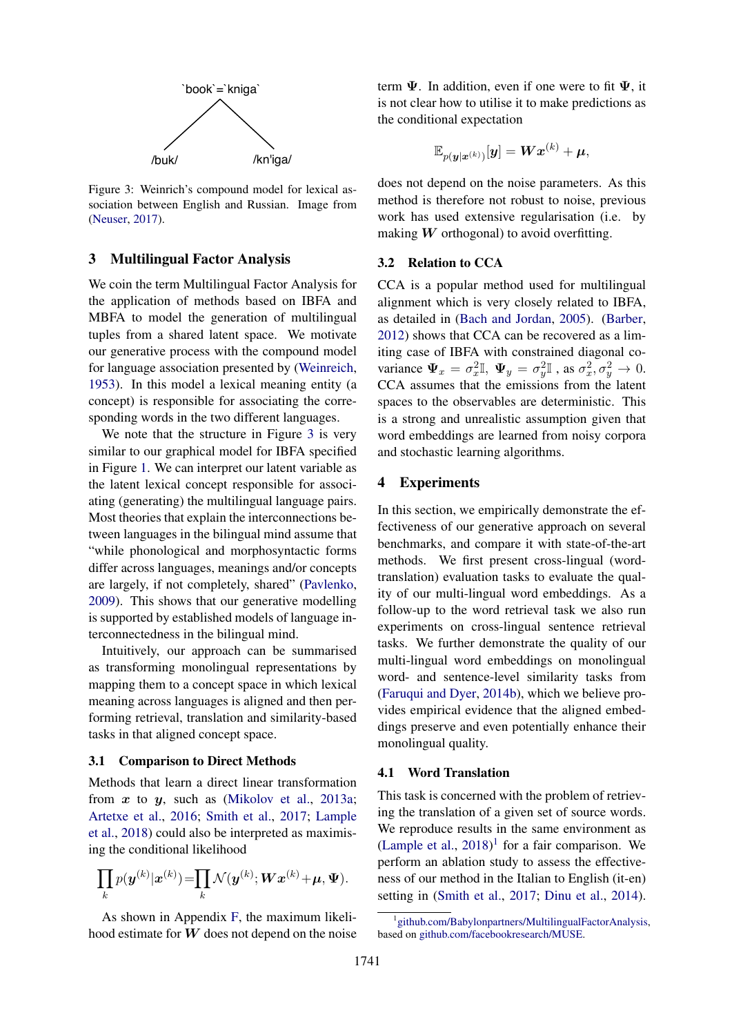`book`=`kniga`

/buk/ /kn'iga/

Figure 3: Weinrich's compound model for lexical association between English and Russian. Image from (Neuser, 2017).

## 3 Multilingual Factor Analysis

We coin the term Multilingual Factor Analysis for the application of methods based on IBFA and MBFA to model the generation of multilingual tuples from a shared latent space. We motivate our generative process with the compound model for language association presented by (Weinreich, 1953). In this model a lexical meaning entity (a concept) is responsible for associating the corresponding words in the two different languages.

We note that the structure in Figure 3 is very similar to our graphical model for IBFA specified in Figure 1. We can interpret our latent variable as the latent lexical concept responsible for associating (generating) the multilingual language pairs. Most theories that explain the interconnections between languages in the bilingual mind assume that "while phonological and morphosyntactic forms differ across languages, meanings and/or concepts are largely, if not completely, shared" (Pavlenko, 2009). This shows that our generative modelling is supported by established models of language interconnectedness in the bilingual mind.

Intuitively, our approach can be summarised as transforming monolingual representations by mapping them to a concept space in which lexical meaning across languages is aligned and then performing retrieval, translation and similarity-based tasks in that aligned concept space.

### 3.1 Comparison to Direct Methods

Methods that learn a direct linear transformation from $\boldsymbol{x}$ to $\boldsymbol{y}$, such as (Mikolov et al., 2013a; Artetxe et al., 2016; Smith et al., 2017; Lample et al., 2018) could also be interpreted as maximising the conditional likelihood

$$\prod_k p(\boldsymbol{y}^{(k)}|\boldsymbol{x}^{(k)}) = \prod_k \mathcal{N}(\boldsymbol{y}^{(k)}; \boldsymbol{W}\boldsymbol{x}^{(k)} + \boldsymbol{\mu}, \boldsymbol{\Psi}).$$

As shown in Appendix F, the maximum likelihood estimate for $\boldsymbol{W}$ does not depend on the noise term $\boldsymbol{\Psi}$. In addition, even if one were to fit $\boldsymbol{\Psi}$, it is not clear how to utilise it to make predictions as the conditional expectation

$$\mathbb{E}_{p(\boldsymbol{y}|\boldsymbol{x}^{(k)})}[\boldsymbol{y}] = \boldsymbol{W}\boldsymbol{x}^{(k)} + \boldsymbol{\mu},$$

does not depend on the noise parameters. As this method is therefore not robust to noise, previous work has used extensive regularisation (i.e. by making $\boldsymbol{W}$ orthogonal) to avoid overfitting.

### 3.2 Relation to CCA

CCA is a popular method used for multilingual alignment which is very closely related to IBFA, as detailed in (Bach and Jordan, 2005). (Barber, 2012) shows that CCA can be recovered as a limiting case of IBFA with constrained diagonal covariance $\boldsymbol{\Psi}_x = \sigma_x^2 \mathbb{I}$, $\boldsymbol{\Psi}_y = \sigma_y^2 \mathbb{I}$, as $\sigma_x^2, \sigma_y^2 \to 0$. CCA assumes that the emissions from the latent spaces to the observables are deterministic. This is a strong and unrealistic assumption given that word embeddings are learned from noisy corpora and stochastic learning algorithms.

## 4 Experiments

In this section, we empirically demonstrate the effectiveness of our generative approach on several benchmarks, and compare it with state-of-the-art methods. We first present cross-lingual (word-translation) evaluation tasks to evaluate the quality of our multi-lingual word embeddings. As a follow-up to the word retrieval task we also run experiments on cross-lingual sentence retrieval tasks. We further demonstrate the quality of our multi-lingual word embeddings on monolingual word- and sentence-level similarity tasks from (Faruqui and Dyer, 2014b), which we believe provides empirical evidence that the aligned embeddings preserve and even potentially enhance their monolingual quality.

### 4.1 Word Translation

This task is concerned with the problem of retrieving the translation of a given set of source words. We reproduce results in the same environment as (Lample et al., 2018)[1] for a fair comparison. We perform an ablation study to assess the effectiveness of our method in the Italian to English (it-en) setting in (Smith et al., 2017; Dinu et al., 2014).

[1] github.com/Babylonpartners/MultilingualFactorAnalysis, based on github.com/facebookresearch/MUSE.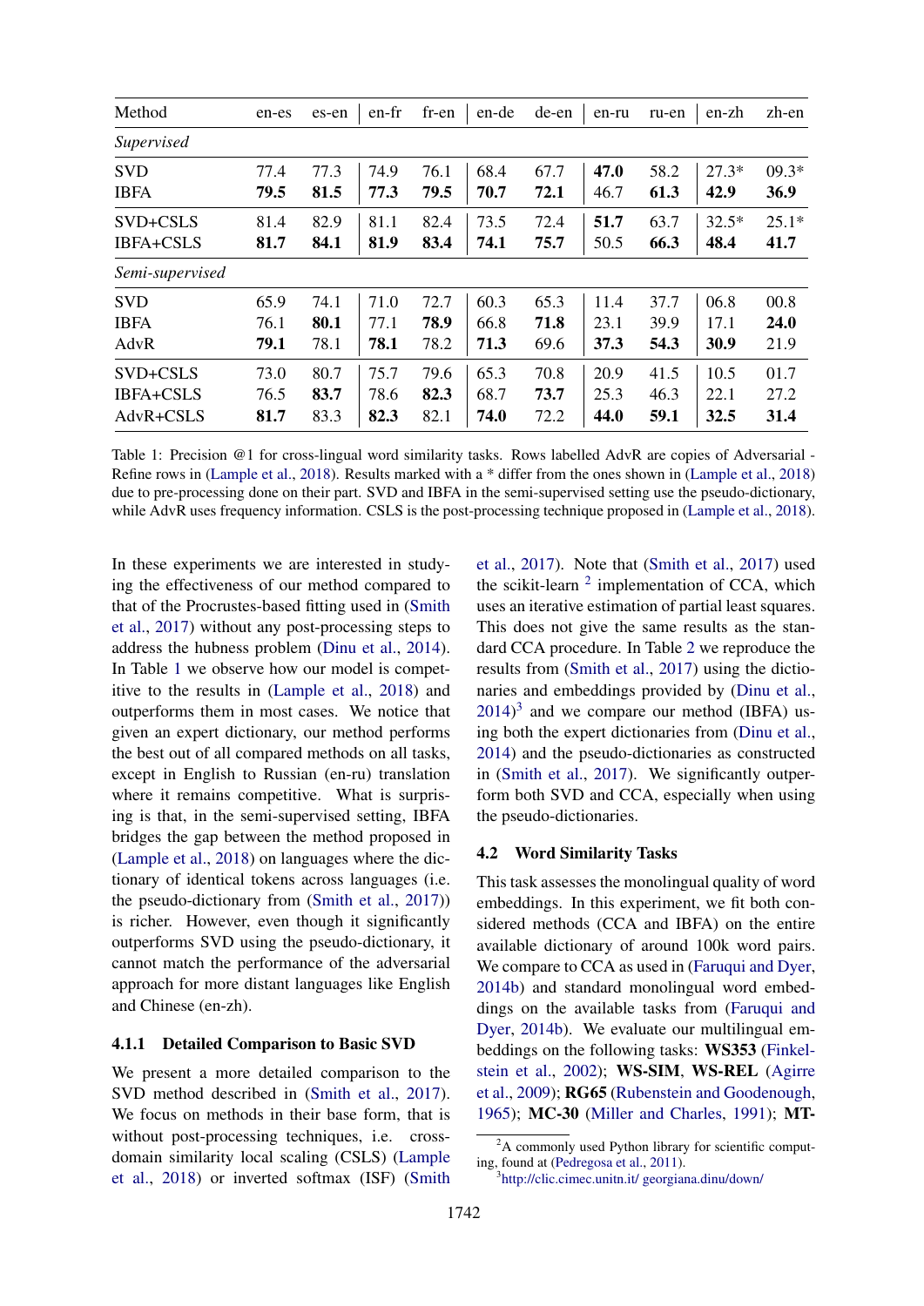| Method | en-es | es-en | en-fr | fr-en | en-de | de-en | en-ru | ru-en | en-zh | zh-en |
|---|---|---|---|---|---|---|---|---|---|---|
| *Supervised* | | | | | | | | | | |
| SVD | 77.4 | 77.3 | 74.9 | 76.1 | 68.4 | 67.7 | **47.0** | 58.2 | 27.3* | 09.3* |
| IBFA | **79.5** | **81.5** | **77.3** | **79.5** | **70.7** | **72.1** | 46.7 | **61.3** | **42.9** | **36.9** |
| SVD+CSLS | 81.4 | 82.9 | 81.1 | 82.4 | 73.5 | 72.4 | **51.7** | 63.7 | 32.5* | 25.1* |
| IBFA+CSLS | **81.7** | **84.1** | **81.9** | **83.4** | **74.1** | **75.7** | 50.5 | **66.3** | **48.4** | **41.7** |
| *Semi-supervised* | | | | | | | | | | |
| SVD | 65.9 | 74.1 | 71.0 | 72.7 | 60.3 | 65.3 | 11.4 | 37.7 | 06.8 | 00.8 |
| IBFA | 76.1 | **80.1** | 77.1 | **78.9** | 66.8 | **71.8** | 23.1 | 39.9 | 17.1 | **24.0** |
| AdvR | **79.1** | 78.1 | **78.1** | 78.2 | **71.3** | 69.6 | **37.3** | **54.3** | **30.9** | 21.9 |
| SVD+CSLS | 73.0 | 80.7 | 75.7 | 79.6 | 65.3 | 70.8 | 20.9 | 41.5 | 10.5 | 01.7 |
| IBFA+CSLS | 76.5 | **83.7** | 78.6 | **82.3** | 68.7 | **73.7** | 25.3 | 46.3 | 22.1 | 27.2 |
| AdvR+CSLS | **81.7** | 83.3 | **82.3** | 82.1 | **74.0** | 72.2 | **44.0** | **59.1** | **32.5** | **31.4** |

Table 1: Precision @1 for cross-lingual word similarity tasks. Rows labelled AdvR are copies of Adversarial - Refine rows in (Lample et al., 2018). Results marked with a * differ from the ones shown in (Lample et al., 2018) due to pre-processing done on their part. SVD and IBFA in the semi-supervised setting use the pseudo-dictionary, while AdvR uses frequency information. CSLS is the post-processing technique proposed in (Lample et al., 2018).

In these experiments we are interested in studying the effectiveness of our method compared to that of the Procrustes-based fitting used in (Smith et al., 2017) without any post-processing steps to address the hubness problem (Dinu et al., 2014). In Table 1 we observe how our model is competitive to the results in (Lample et al., 2018) and outperforms them in most cases. We notice that given an expert dictionary, our method performs the best out of all compared methods on all tasks, except in English to Russian (en-ru) translation where it remains competitive. What is surprising is that, in the semi-supervised setting, IBFA bridges the gap between the method proposed in (Lample et al., 2018) on languages where the dictionary of identical tokens across languages (i.e. the pseudo-dictionary from (Smith et al., 2017)) is richer. However, even though it significantly outperforms SVD using the pseudo-dictionary, it cannot match the performance of the adversarial approach for more distant languages like English and Chinese (en-zh).

#### 4.1.1 Detailed Comparison to Basic SVD

We present a more detailed comparison to the SVD method described in (Smith et al., 2017). We focus on methods in their base form, that is without post-processing techniques, i.e. cross-domain similarity local scaling (CSLS) (Lample et al., 2018) or inverted softmax (ISF) (Smith et al., 2017). Note that (Smith et al., 2017) used the scikit-learn [2] implementation of CCA, which uses an iterative estimation of partial least squares. This does not give the same results as the standard CCA procedure. In Table 2 we reproduce the results from (Smith et al., 2017) using the dictionaries and embeddings provided by (Dinu et al., 2014)[3] and we compare our method (IBFA) using both the expert dictionaries from (Dinu et al., 2014) and the pseudo-dictionaries as constructed in (Smith et al., 2017). We significantly outperform both SVD and CCA, especially when using the pseudo-dictionaries.

### 4.2 Word Similarity Tasks

This task assesses the monolingual quality of word embeddings. In this experiment, we fit both considered methods (CCA and IBFA) on the entire available dictionary of around 100k word pairs. We compare to CCA as used in (Faruqui and Dyer, 2014b) and standard monolingual word embeddings on the available tasks from (Faruqui and Dyer, 2014b). We evaluate our multilingual embeddings on the following tasks: **WS353** (Finkelstein et al., 2002); **WS-SIM**, **WS-REL** (Agirre et al., 2009); **RG65** (Rubenstein and Goodenough, 1965); **MC-30** (Miller and Charles, 1991); **MT-**

[2] A commonly used Python library for scientific computing, found at (Pedregosa et al., 2011).

[3] http://clic.cimec.unitn.it/ georgiana.dinu/down/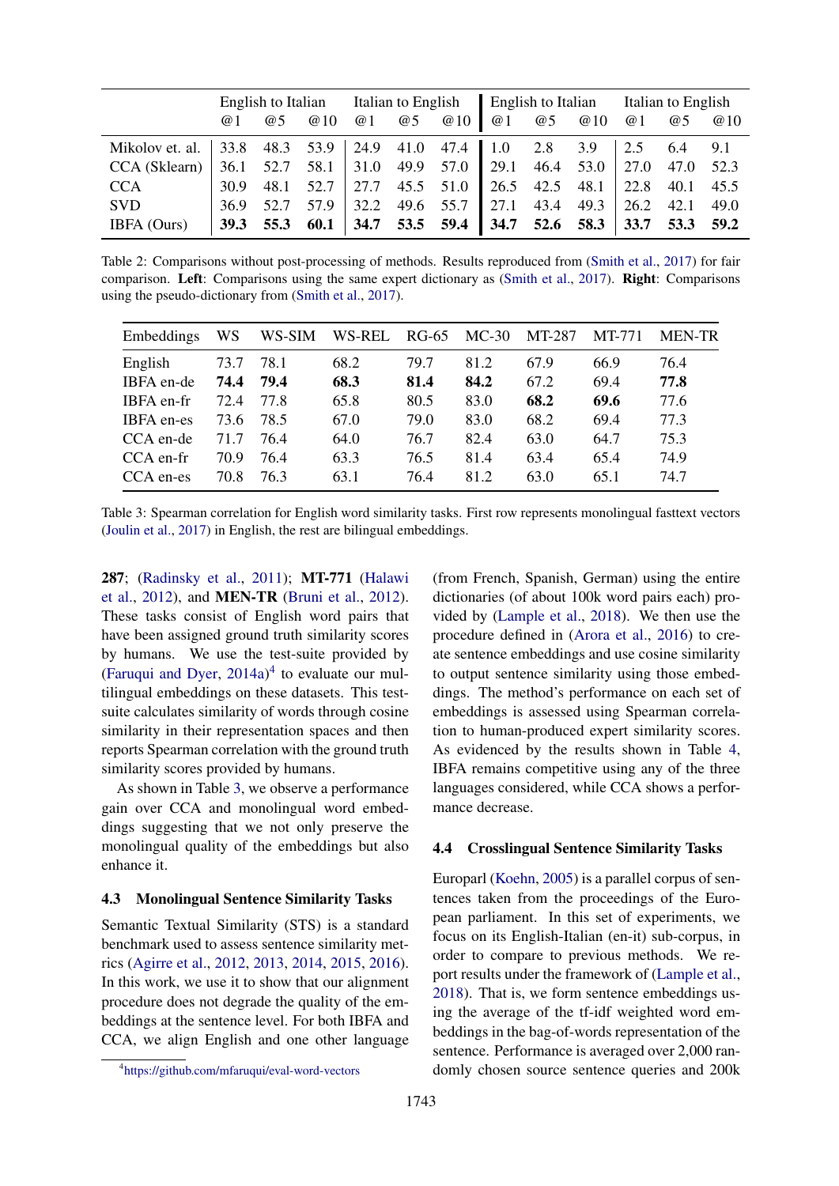| | English to Italian | | | Italian to English | | | English to Italian | | | Italian to English | | |
|---|---|---|---|---|---|---|---|---|---|---|---|---|
| | @1 | @5 | @10 | @1 | @5 | @10 | @1 | @5 | @10 | @1 | @5 | @10 |
| Mikolov et. al. | 33.8 | 48.3 | 53.9 | 24.9 | 41.0 | 47.4 | 1.0 | 2.8 | 3.9 | 2.5 | 6.4 | 9.1 |
| CCA (Sklearn) | 36.1 | 52.7 | 58.1 | 31.0 | 49.9 | 57.0 | 29.1 | 46.4 | 53.0 | 27.0 | 47.0 | 52.3 |
| CCA | 30.9 | 48.1 | 52.7 | 27.7 | 45.5 | 51.0 | 26.5 | 42.5 | 48.1 | 22.8 | 40.1 | 45.5 |
| SVD | 36.9 | 52.7 | 57.9 | 32.2 | 49.6 | 55.7 | 27.1 | 43.4 | 49.3 | 26.2 | 42.1 | 49.0 |
| IBFA (Ours) | **39.3** | **55.3** | **60.1** | **34.7** | **53.5** | **59.4** | **34.7** | **52.6** | **58.3** | **33.7** | **53.3** | **59.2** |

Table 2: Comparisons without post-processing of methods. Results reproduced from (Smith et al., 2017) for fair comparison. **Left**: Comparisons using the same expert dictionary as (Smith et al., 2017). **Right**: Comparisons using the pseudo-dictionary from (Smith et al., 2017).

| Embeddings | WS | WS-SIM | WS-REL | RG-65 | MC-30 | MT-287 | MT-771 | MEN-TR |
|---|---|---|---|---|---|---|---|---|
| English | 73.7 | 78.1 | 68.2 | 79.7 | 81.2 | 67.9 | 66.9 | 76.4 |
| IBFA en-de | **74.4** | **79.4** | **68.3** | **81.4** | **84.2** | 67.2 | 69.4 | **77.8** |
| IBFA en-fr | 72.4 | 77.8 | 65.8 | 80.5 | 83.0 | **68.2** | **69.6** | 77.6 |
| IBFA en-es | 73.6 | 78.5 | 67.0 | 79.0 | 83.0 | 68.2 | 69.4 | 77.3 |
| CCA en-de | 71.7 | 76.4 | 64.0 | 76.7 | 82.4 | 63.0 | 64.7 | 75.3 |
| CCA en-fr | 70.9 | 76.4 | 63.3 | 76.5 | 81.4 | 63.4 | 65.4 | 74.9 |
| CCA en-es | 70.8 | 76.3 | 63.1 | 76.4 | 81.2 | 63.0 | 65.1 | 74.7 |

Table 3: Spearman correlation for English word similarity tasks. First row represents monolingual fasttext vectors (Joulin et al., 2017) in English, the rest are bilingual embeddings.

**287**; (Radinsky et al., 2011); **MT-771** (Halawi et al., 2012), and **MEN-TR** (Bruni et al., 2012). These tasks consist of English word pairs that have been assigned ground truth similarity scores by humans. We use the test-suite provided by (Faruqui and Dyer, 2014a)[4] to evaluate our multilingual embeddings on these datasets. This test-suite calculates similarity of words through cosine similarity in their representation spaces and then reports Spearman correlation with the ground truth similarity scores provided by humans.

As shown in Table 3, we observe a performance gain over CCA and monolingual word embeddings suggesting that we not only preserve the monolingual quality of the embeddings but also enhance it.

### 4.3 Monolingual Sentence Similarity Tasks

Semantic Textual Similarity (STS) is a standard benchmark used to assess sentence similarity metrics (Agirre et al., 2012, 2013, 2014, 2015, 2016). In this work, we use it to show that our alignment procedure does not degrade the quality of the embeddings at the sentence level. For both IBFA and CCA, we align English and one other language (from French, Spanish, German) using the entire dictionaries (of about 100k word pairs each) provided by (Lample et al., 2018). We then use the procedure defined in (Arora et al., 2016) to create sentence embeddings and use cosine similarity to output sentence similarity using those embeddings. The method's performance on each set of embeddings is assessed using Spearman correlation to human-produced expert similarity scores. As evidenced by the results shown in Table 4, IBFA remains competitive using any of the three languages considered, while CCA shows a performance decrease.

### 4.4 Crosslingual Sentence Similarity Tasks

Europarl (Koehn, 2005) is a parallel corpus of sentences taken from the proceedings of the European parliament. In this set of experiments, we focus on its English-Italian (en-it) sub-corpus, in order to compare to previous methods. We report results under the framework of (Lample et al., 2018). That is, we form sentence embeddings using the average of the tf-idf weighted word embeddings in the bag-of-words representation of the sentence. Performance is averaged over 2,000 randomly chosen source sentence queries and 200k

[4] https://github.com/mfaruqui/eval-word-vectors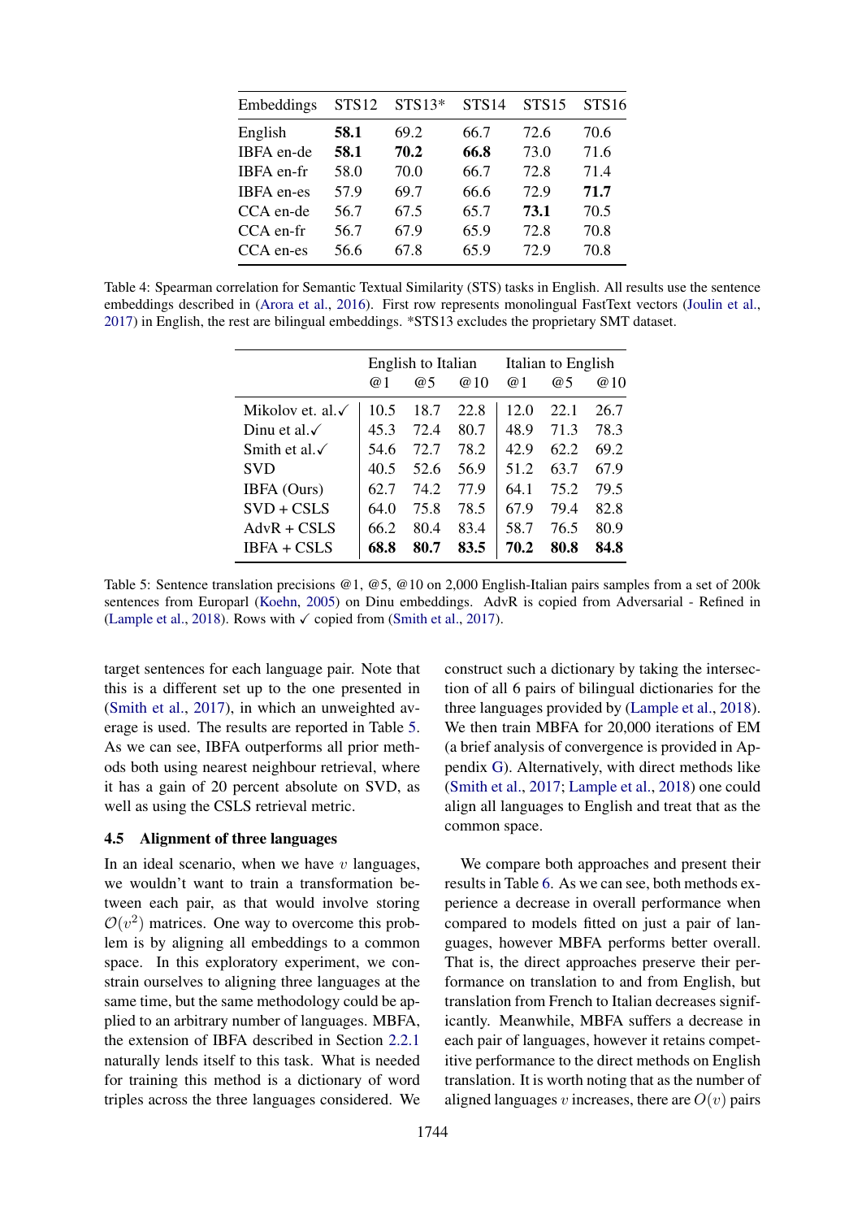| Embeddings | STS12 | STS13* | STS14 | STS15 | STS16 |
|---|---|---|---|---|---|
| English | **58.1** | 69.2 | 66.7 | 72.6 | 70.6 |
| IBFA en-de | **58.1** | **70.2** | **66.8** | 73.0 | 71.6 |
| IBFA en-fr | 58.0 | 70.0 | 66.7 | 72.8 | 71.4 |
| IBFA en-es | 57.9 | 69.7 | 66.6 | 72.9 | **71.7** |
| CCA en-de | 56.7 | 67.5 | 65.7 | **73.1** | 70.5 |
| CCA en-fr | 56.7 | 67.9 | 65.9 | 72.8 | 70.8 |
| CCA en-es | 56.6 | 67.8 | 65.9 | 72.9 | 70.8 |

Table 4: Spearman correlation for Semantic Textual Similarity (STS) tasks in English. All results use the sentence embeddings described in (Arora et al., 2016). First row represents monolingual FastText vectors (Joulin et al., 2017) in English, the rest are bilingual embeddings. *STS13 excludes the proprietary SMT dataset.

| | English to Italian | | | Italian to English | | |
|---|---|---|---|---|---|---|
| | @1 | @5 | @10 | @1 | @5 | @10 |
| Mikolov et. al.✓ | 10.5 | 18.7 | 22.8 | 12.0 | 22.1 | 26.7 |
| Dinu et al.✓ | 45.3 | 72.4 | 80.7 | 48.9 | 71.3 | 78.3 |
| Smith et al.✓ | 54.6 | 72.7 | 78.2 | 42.9 | 62.2 | 69.2 |
| SVD | 40.5 | 52.6 | 56.9 | 51.2 | 63.7 | 67.9 |
| IBFA (Ours) | 62.7 | 74.2 | 77.9 | 64.1 | 75.2 | 79.5 |
| SVD + CSLS | 64.0 | 75.8 | 78.5 | 67.9 | 79.4 | 82.8 |
| AdvR + CSLS | 66.2 | 80.4 | 83.4 | 58.7 | 76.5 | 80.9 |
| IBFA + CSLS | **68.8** | **80.7** | **83.5** | **70.2** | **80.8** | **84.8** |

Table 5: Sentence translation precisions @1, @5, @10 on 2,000 English-Italian pairs samples from a set of 200k sentences from Europarl (Koehn, 2005) on Dinu embeddings. AdvR is copied from Adversarial - Refined in (Lample et al., 2018). Rows with ✓ copied from (Smith et al., 2017).

target sentences for each language pair. Note that this is a different set up to the one presented in (Smith et al., 2017), in which an unweighted average is used. The results are reported in Table 5. As we can see, IBFA outperforms all prior methods both using nearest neighbour retrieval, where it has a gain of 20 percent absolute on SVD, as well as using the CSLS retrieval metric.

### 4.5 Alignment of three languages

In an ideal scenario, when we have $v$ languages, we wouldn't want to train a transformation between each pair, as that would involve storing $\mathcal{O}(v^2)$ matrices. One way to overcome this problem is by aligning all embeddings to a common space. In this exploratory experiment, we constrain ourselves to aligning three languages at the same time, but the same methodology could be applied to an arbitrary number of languages. MBFA, the extension of IBFA described in Section 2.2.1 naturally lends itself to this task. What is needed for training this method is a dictionary of word triples across the three languages considered. We construct such a dictionary by taking the intersection of all 6 pairs of bilingual dictionaries for the three languages provided by (Lample et al., 2018). We then train MBFA for 20,000 iterations of EM (a brief analysis of convergence is provided in Appendix G). Alternatively, with direct methods like (Smith et al., 2017; Lample et al., 2018) one could align all languages to English and treat that as the common space.

We compare both approaches and present their results in Table 6. As we can see, both methods experience a decrease in overall performance when compared to models fitted on just a pair of languages, however MBFA performs better overall. That is, the direct approaches preserve their performance on translation to and from English, but translation from French to Italian decreases significantly. Meanwhile, MBFA suffers a decrease in each pair of languages, however it retains competitive performance to the direct methods on English translation. It is worth noting that as the number of aligned languages $v$ increases, there are $O(v)$ pairs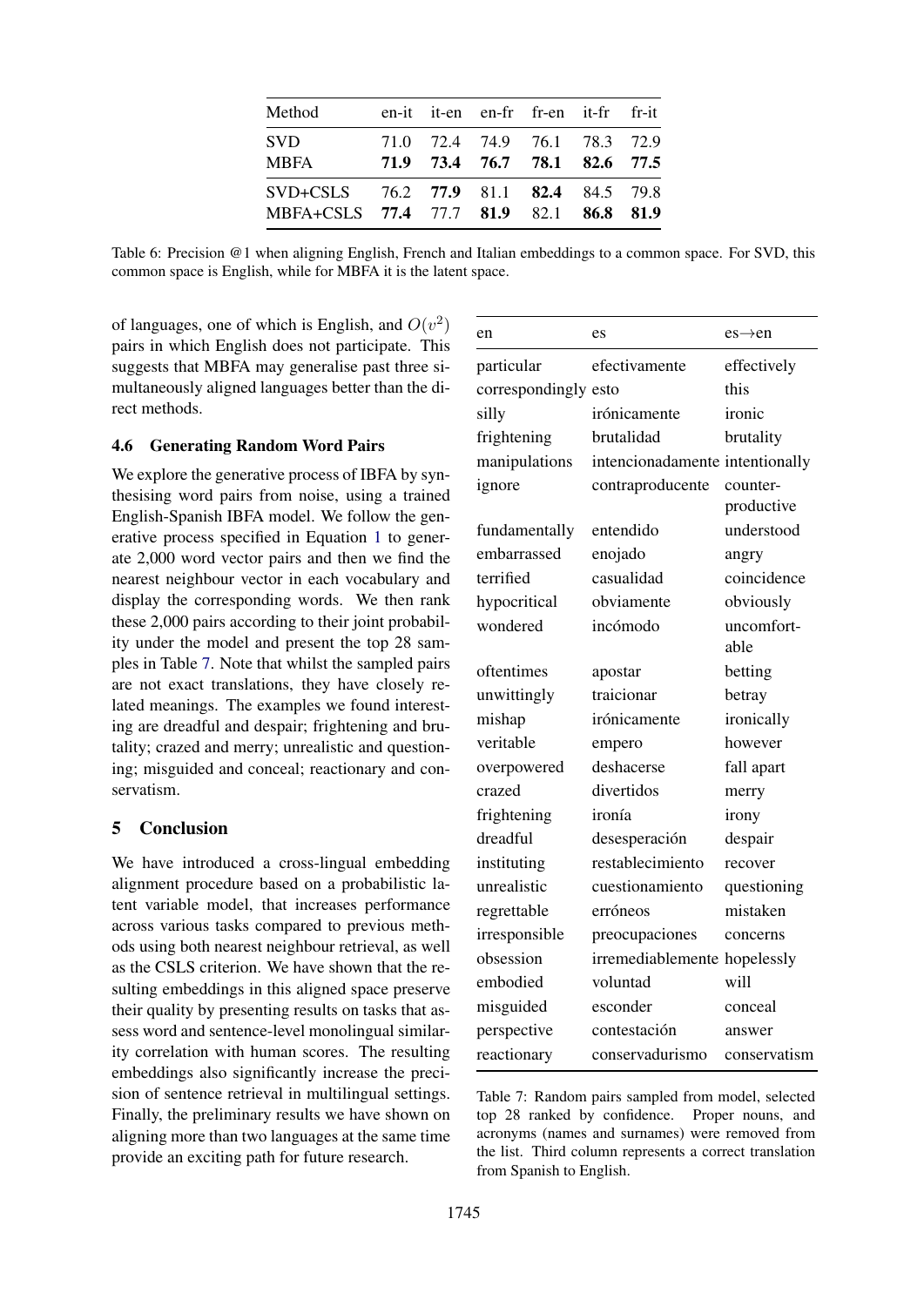| Method | en-it | it-en | en-fr | fr-en | it-fr | fr-it |
|---|---|---|---|---|---|---|
| SVD | 71.0 | 72.4 | 74.9 | 76.1 | 78.3 | 72.9 |
| MBFA | **71.9** | **73.4** | **76.7** | **78.1** | **82.6** | **77.5** |
| SVD+CSLS | 76.2 | **77.9** | 81.1 | **82.4** | 84.5 | 79.8 |
| MBFA+CSLS | **77.4** | 77.7 | **81.9** | 82.1 | **86.8** | **81.9** |

Table 6: Precision @1 when aligning English, French and Italian embeddings to a common space. For SVD, this common space is English, while for MBFA it is the latent space.

of languages, one of which is English, and $O(v^2)$ pairs in which English does not participate. This suggests that MBFA may generalise past three simultaneously aligned languages better than the direct methods.

### 4.6 Generating Random Word Pairs

We explore the generative process of IBFA by synthesising word pairs from noise, using a trained English-Spanish IBFA model. We follow the generative process specified in Equation 1 to generate 2,000 word vector pairs and then we find the nearest neighbour vector in each vocabulary and display the corresponding words. We then rank these 2,000 pairs according to their joint probability under the model and present the top 28 samples in Table 7. Note that whilst the sampled pairs are not exact translations, they have closely related meanings. The examples we found interesting are dreadful and despair; frightening and brutality; crazed and merry; unrealistic and questioning; misguided and conceal; reactionary and conservatism.

## 5 Conclusion

We have introduced a cross-lingual embedding alignment procedure based on a probabilistic latent variable model, that increases performance across various tasks compared to previous methods using both nearest neighbour retrieval, as well as the CSLS criterion. We have shown that the resulting embeddings in this aligned space preserve their quality by presenting results on tasks that assess word and sentence-level monolingual similarity correlation with human scores. The resulting embeddings also significantly increase the precision of sentence retrieval in multilingual settings. Finally, the preliminary results we have shown on aligning more than two languages at the same time provide an exciting path for future research.

| en | es | es→en |
|---|---|---|
| particular | efectivamente | effectively |
| correspondingly | esto | this |
| silly | irónicamente | ironic |
| frightening | brutalidad | brutality |
| manipulations | intencionadamente | intentionally |
| ignore | contraproducente | counter-productive |
| fundamentally | entendido | understood |
| embarrassed | enojado | angry |
| terrified | casualidad | coincidence |
| hypocritical | obviamente | obviously |
| wondered | incómodo | uncomfortable |
| oftentimes | apostar | betting |
| unwittingly | traicionar | betray |
| mishap | irónicamente | ironically |
| veritable | empero | however |
| overpowered | deshacerse | fall apart |
| crazed | divertidos | merry |
| frightening | ironía | irony |
| dreadful | desesperación | despair |
| instituting | restablecimiento | recover |
| unrealistic | cuestionamiento | questioning |
| regrettable | erróneos | mistaken |
| irresponsible | preocupaciones | concerns |
| obsession | irremediablemente | hopelessly |
| embodied | voluntad | will |
| misguided | esconder | conceal |
| perspective | contestación | answer |
| reactionary | conservadurismo | conservatism |

Table 7: Random pairs sampled from model, selected top 28 ranked by confidence. Proper nouns, and acronyms (names and surnames) were removed from the list. Third column represents a correct translation from Spanish to English.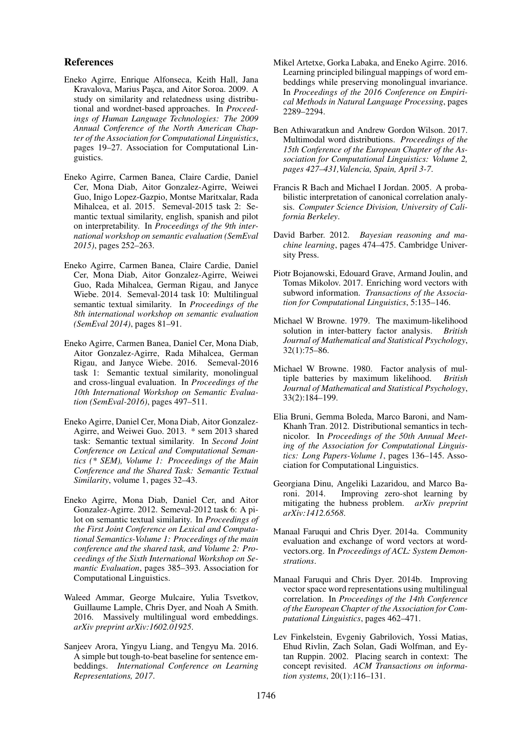## References

Eneko Agirre, Enrique Alfonseca, Keith Hall, Jana Kravalova, Marius Paşca, and Aitor Soroa. 2009. A study on similarity and relatedness using distributional and wordnet-based approaches. In *Proceedings of Human Language Technologies: The 2009 Annual Conference of the North American Chapter of the Association for Computational Linguistics*, pages 19–27. Association for Computational Linguistics.

Eneko Agirre, Carmen Banea, Claire Cardie, Daniel Cer, Mona Diab, Aitor Gonzalez-Agirre, Weiwei Guo, Inigo Lopez-Gazpio, Montse Maritxalar, Rada Mihalcea, et al. 2015. Semeval-2015 task 2: Semantic textual similarity, english, spanish and pilot on interpretability. In *Proceedings of the 9th international workshop on semantic evaluation (SemEval 2015)*, pages 252–263.

Eneko Agirre, Carmen Banea, Claire Cardie, Daniel Cer, Mona Diab, Aitor Gonzalez-Agirre, Weiwei Guo, Rada Mihalcea, German Rigau, and Janyce Wiebe. 2014. Semeval-2014 task 10: Multilingual semantic textual similarity. In *Proceedings of the 8th international workshop on semantic evaluation (SemEval 2014)*, pages 81–91.

Eneko Agirre, Carmen Banea, Daniel Cer, Mona Diab, Aitor Gonzalez-Agirre, Rada Mihalcea, German Rigau, and Janyce Wiebe. 2016. Semeval-2016 task 1: Semantic textual similarity, monolingual and cross-lingual evaluation. In *Proceedings of the 10th International Workshop on Semantic Evaluation (SemEval-2016)*, pages 497–511.

Eneko Agirre, Daniel Cer, Mona Diab, Aitor Gonzalez-Agirre, and Weiwei Guo. 2013. * sem 2013 shared task: Semantic textual similarity. In *Second Joint Conference on Lexical and Computational Semantics (* SEM), Volume 1: Proceedings of the Main Conference and the Shared Task: Semantic Textual Similarity*, volume 1, pages 32–43.

Eneko Agirre, Mona Diab, Daniel Cer, and Aitor Gonzalez-Agirre. 2012. Semeval-2012 task 6: A pilot on semantic textual similarity. In *Proceedings of the First Joint Conference on Lexical and Computational Semantics-Volume 1: Proceedings of the main conference and the shared task, and Volume 2: Proceedings of the Sixth International Workshop on Semantic Evaluation*, pages 385–393. Association for Computational Linguistics.

Waleed Ammar, George Mulcaire, Yulia Tsvetkov, Guillaume Lample, Chris Dyer, and Noah A Smith. 2016. Massively multilingual word embeddings. *arXiv preprint arXiv:1602.01925*.

Sanjeev Arora, Yingyu Liang, and Tengyu Ma. 2016. A simple but tough-to-beat baseline for sentence embeddings. *International Conference on Learning Representations, 2017*.

Mikel Artetxe, Gorka Labaka, and Eneko Agirre. 2016. Learning principled bilingual mappings of word embeddings while preserving monolingual invariance. In *Proceedings of the 2016 Conference on Empirical Methods in Natural Language Processing*, pages 2289–2294.

Ben Athiwaratkun and Andrew Gordon Wilson. 2017. Multimodal word distributions. *Proceedings of the 15th Conference of the European Chapter of the Association for Computational Linguistics: Volume 2, pages 427–431,Valencia, Spain, April 3-7*.

Francis R Bach and Michael I Jordan. 2005. A probabilistic interpretation of canonical correlation analysis. *Computer Science Division, University of California Berkeley*.

David Barber. 2012. *Bayesian reasoning and machine learning*, pages 474–475. Cambridge University Press.

Piotr Bojanowski, Edouard Grave, Armand Joulin, and Tomas Mikolov. 2017. Enriching word vectors with subword information. *Transactions of the Association for Computational Linguistics*, 5:135–146.

Michael W Browne. 1979. The maximum-likelihood solution in inter-battery factor analysis. *British Journal of Mathematical and Statistical Psychology*, 32(1):75–86.

Michael W Browne. 1980. Factor analysis of multiple batteries by maximum likelihood. *British Journal of Mathematical and Statistical Psychology*, 33(2):184–199.

Elia Bruni, Gemma Boleda, Marco Baroni, and Nam-Khanh Tran. 2012. Distributional semantics in technicolor. In *Proceedings of the 50th Annual Meeting of the Association for Computational Linguistics: Long Papers-Volume 1*, pages 136–145. Association for Computational Linguistics.

Georgiana Dinu, Angeliki Lazaridou, and Marco Baroni. 2014. Improving zero-shot learning by mitigating the hubness problem. *arXiv preprint arXiv:1412.6568*.

Manaal Faruqui and Chris Dyer. 2014a. Community evaluation and exchange of word vectors at wordvectors.org. In *Proceedings of ACL: System Demonstrations*.

Manaal Faruqui and Chris Dyer. 2014b. Improving vector space word representations using multilingual correlation. In *Proceedings of the 14th Conference of the European Chapter of the Association for Computational Linguistics*, pages 462–471.

Lev Finkelstein, Evgeniy Gabrilovich, Yossi Matias, Ehud Rivlin, Zach Solan, Gadi Wolfman, and Eytan Ruppin. 2002. Placing search in context: The concept revisited. *ACM Transactions on information systems*, 20(1):116–131.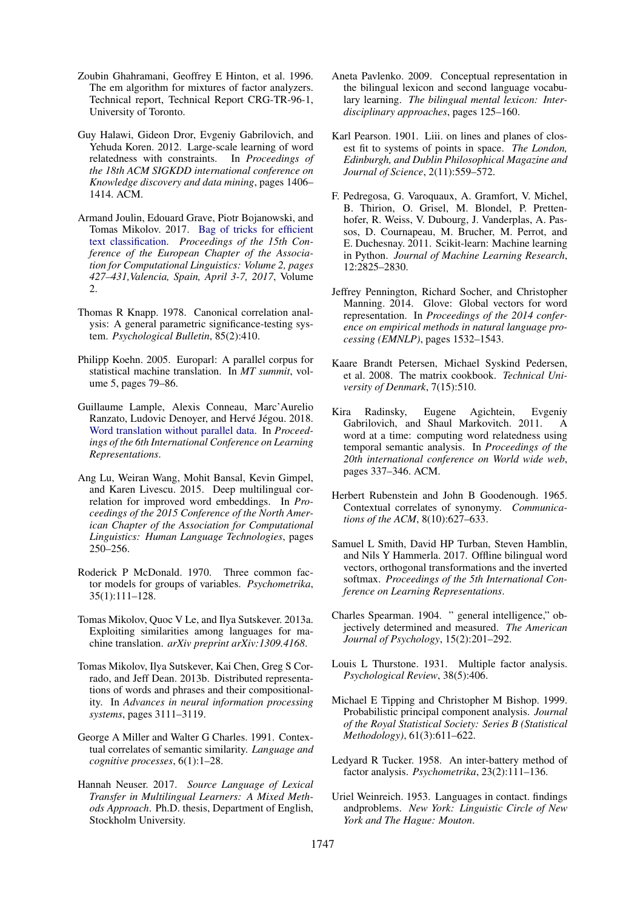Zoubin Ghahramani, Geoffrey E Hinton, et al. 1996. The em algorithm for mixtures of factor analyzers. Technical report, Technical Report CRG-TR-96-1, University of Toronto.

Guy Halawi, Gideon Dror, Evgeniy Gabrilovich, and Yehuda Koren. 2012. Large-scale learning of word relatedness with constraints. In *Proceedings of the 18th ACM SIGKDD international conference on Knowledge discovery and data mining*, pages 1406–1414. ACM.

Armand Joulin, Edouard Grave, Piotr Bojanowski, and Tomas Mikolov. 2017. Bag of tricks for efficient text classification. *Proceedings of the 15th Conference of the European Chapter of the Association for Computational Linguistics: Volume 2, pages 427–431,Valencia, Spain, April 3-7, 2017*, Volume 2.

Thomas R Knapp. 1978. Canonical correlation analysis: A general parametric significance-testing system. *Psychological Bulletin*, 85(2):410.

Philipp Koehn. 2005. Europarl: A parallel corpus for statistical machine translation. In *MT summit*, volume 5, pages 79–86.

Guillaume Lample, Alexis Conneau, Marc'Aurelio Ranzato, Ludovic Denoyer, and Hervé Jégou. 2018. Word translation without parallel data. In *Proceedings of the 6th International Conference on Learning Representations*.

Ang Lu, Weiran Wang, Mohit Bansal, Kevin Gimpel, and Karen Livescu. 2015. Deep multilingual correlation for improved word embeddings. In *Proceedings of the 2015 Conference of the North American Chapter of the Association for Computational Linguistics: Human Language Technologies*, pages 250–256.

Roderick P McDonald. 1970. Three common factor models for groups of variables. *Psychometrika*, 35(1):111–128.

Tomas Mikolov, Quoc V Le, and Ilya Sutskever. 2013a. Exploiting similarities among languages for machine translation. *arXiv preprint arXiv:1309.4168*.

Tomas Mikolov, Ilya Sutskever, Kai Chen, Greg S Corrado, and Jeff Dean. 2013b. Distributed representations of words and phrases and their compositionality. In *Advances in neural information processing systems*, pages 3111–3119.

George A Miller and Walter G Charles. 1991. Contextual correlates of semantic similarity. *Language and cognitive processes*, 6(1):1–28.

Hannah Neuser. 2017. *Source Language of Lexical Transfer in Multilingual Learners: A Mixed Methods Approach*. Ph.D. thesis, Department of English, Stockholm University.

Aneta Pavlenko. 2009. Conceptual representation in the bilingual lexicon and second language vocabulary learning. *The bilingual mental lexicon: Interdisciplinary approaches*, pages 125–160.

Karl Pearson. 1901. Liii. on lines and planes of closest fit to systems of points in space. *The London, Edinburgh, and Dublin Philosophical Magazine and Journal of Science*, 2(11):559–572.

F. Pedregosa, G. Varoquaux, A. Gramfort, V. Michel, B. Thirion, O. Grisel, M. Blondel, P. Prettenhofer, R. Weiss, V. Dubourg, J. Vanderplas, A. Passos, D. Cournapeau, M. Brucher, M. Perrot, and E. Duchesnay. 2011. Scikit-learn: Machine learning in Python. *Journal of Machine Learning Research*, 12:2825–2830.

Jeffrey Pennington, Richard Socher, and Christopher Manning. 2014. Glove: Global vectors for word representation. In *Proceedings of the 2014 conference on empirical methods in natural language processing (EMNLP)*, pages 1532–1543.

Kaare Brandt Petersen, Michael Syskind Pedersen, et al. 2008. The matrix cookbook. *Technical University of Denmark*, 7(15):510.

Kira Radinsky, Eugene Agichtein, Evgeniy Gabrilovich, and Shaul Markovitch. 2011. A word at a time: computing word relatedness using temporal semantic analysis. In *Proceedings of the 20th international conference on World wide web*, pages 337–346. ACM.

Herbert Rubenstein and John B Goodenough. 1965. Contextual correlates of synonymy. *Communications of the ACM*, 8(10):627–633.

Samuel L Smith, David HP Turban, Steven Hamblin, and Nils Y Hammerla. 2017. Offline bilingual word vectors, orthogonal transformations and the inverted softmax. *Proceedings of the 5th International Conference on Learning Representations*.

Charles Spearman. 1904. " general intelligence," objectively determined and measured. *The American Journal of Psychology*, 15(2):201–292.

Louis L Thurstone. 1931. Multiple factor analysis. *Psychological Review*, 38(5):406.

Michael E Tipping and Christopher M Bishop. 1999. Probabilistic principal component analysis. *Journal of the Royal Statistical Society: Series B (Statistical Methodology)*, 61(3):611–622.

Ledyard R Tucker. 1958. An inter-battery method of factor analysis. *Psychometrika*, 23(2):111–136.

Uriel Weinreich. 1953. Languages in contact. findings andproblems. *New York: Linguistic Circle of New York and The Hague: Mouton*.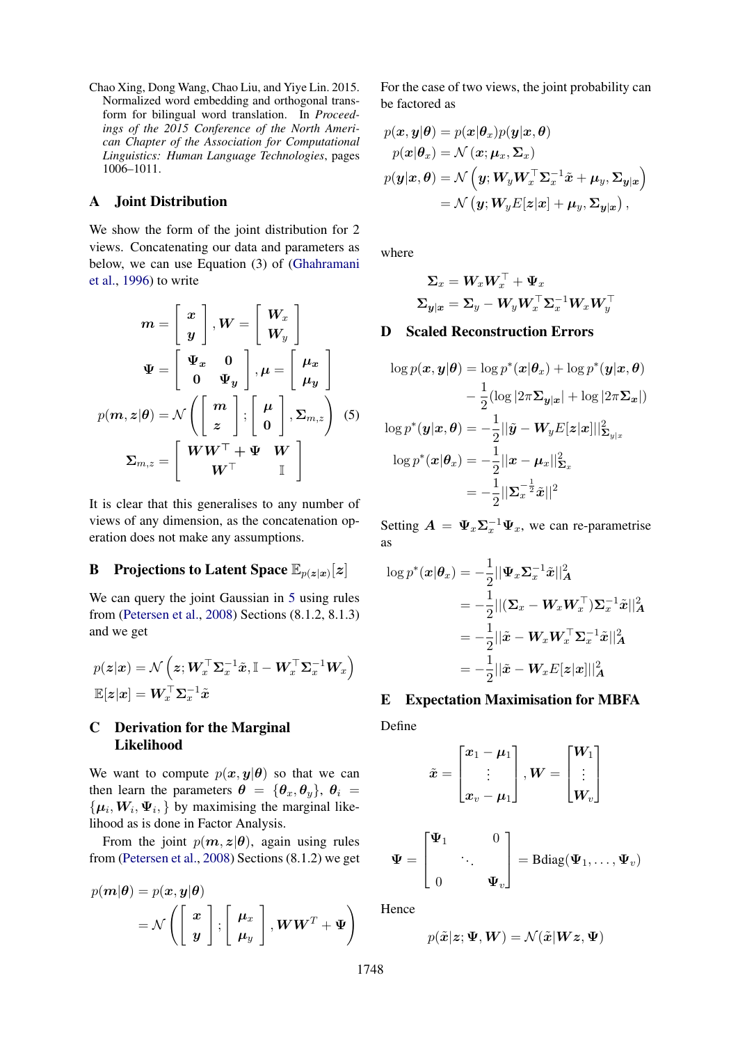Chao Xing, Dong Wang, Chao Liu, and Yiye Lin. 2015. Normalized word embedding and orthogonal transform for bilingual word translation. In *Proceedings of the 2015 Conference of the North American Chapter of the Association for Computational Linguistics: Human Language Technologies*, pages 1006–1011.

## A Joint Distribution

We show the form of the joint distribution for 2 views. Concatenating our data and parameters as below, we can use Equation (3) of (Ghahramani et al., 1996) to write

$$\boldsymbol{m} = \begin{bmatrix} \boldsymbol{x} \\ \boldsymbol{y} \end{bmatrix}, \boldsymbol{W} = \begin{bmatrix} \boldsymbol{W}_x \\ \boldsymbol{W}_y \end{bmatrix}$$

$$\boldsymbol{\Psi} = \begin{bmatrix} \boldsymbol{\Psi_x} & \boldsymbol{0} \\ \boldsymbol{0} & \boldsymbol{\Psi_y} \end{bmatrix}, \boldsymbol{\mu} = \begin{bmatrix} \boldsymbol{\mu_x} \\ \boldsymbol{\mu_y} \end{bmatrix}$$

$$p(\boldsymbol{m}, \boldsymbol{z}|\boldsymbol{\theta}) = \mathcal{N}\left( \begin{bmatrix} \boldsymbol{m} \\ \boldsymbol{z} \end{bmatrix}; \begin{bmatrix} \boldsymbol{\mu} \\ \boldsymbol{0} \end{bmatrix}, \boldsymbol{\Sigma}_{m,z} \right) \quad (5)$$

$$\boldsymbol{\Sigma}_{m,z} = \begin{bmatrix} \boldsymbol{W}\boldsymbol{W}^\top + \boldsymbol{\Psi} & \boldsymbol{W} \\ \boldsymbol{W}^\top & \mathbb{I} \end{bmatrix}$$

It is clear that this generalises to any number of views of any dimension, as the concatenation operation does not make any assumptions.

## B Projections to Latent Space $\mathbb{E}_{p(\boldsymbol{z}|\boldsymbol{x})}[\boldsymbol{z}]$

We can query the joint Gaussian in 5 using rules from (Petersen et al., 2008) Sections (8.1.2, 8.1.3) and we get

$$p(\boldsymbol{z}|\boldsymbol{x}) = \mathcal{N}\left(\boldsymbol{z}; \boldsymbol{W}_x^\top \boldsymbol{\Sigma}_x^{-1}\tilde{\boldsymbol{x}}, \mathbb{I} - \boldsymbol{W}_x^\top \boldsymbol{\Sigma}_x^{-1}\boldsymbol{W}_x\right)$$
$$\mathbb{E}[\boldsymbol{z}|\boldsymbol{x}] = \boldsymbol{W}_x^\top \boldsymbol{\Sigma}_x^{-1}\tilde{\boldsymbol{x}}$$

## C Derivation for the Marginal Likelihood

We want to compute $p(\boldsymbol{x}, \boldsymbol{y}|\boldsymbol{\theta})$ so that we can then learn the parameters $\boldsymbol{\theta} = \{\boldsymbol{\theta}_x, \boldsymbol{\theta}_y\}$, $\boldsymbol{\theta}_i = \{\boldsymbol{\mu}_i, \boldsymbol{W}_i, \boldsymbol{\Psi}_i,\}$ by maximising the marginal likelihood as is done in Factor Analysis.

From the joint $p(\boldsymbol{m}, \boldsymbol{z}|\boldsymbol{\theta})$, again using rules from (Petersen et al., 2008) Sections (8.1.2) we get

$$p(\boldsymbol{m}|\boldsymbol{\theta}) = p(\boldsymbol{x}, \boldsymbol{y}|\boldsymbol{\theta})$$
$$= \mathcal{N}\left( \begin{bmatrix} \boldsymbol{x} \\ \boldsymbol{y} \end{bmatrix}; \begin{bmatrix} \boldsymbol{\mu}_x \\ \boldsymbol{\mu}_y \end{bmatrix}, \boldsymbol{W}\boldsymbol{W}^T + \boldsymbol{\Psi} \right)$$

For the case of two views, the joint probability can be factored as

$$p(\boldsymbol{x}, \boldsymbol{y}|\boldsymbol{\theta}) = p(\boldsymbol{x}|\boldsymbol{\theta}_x)p(\boldsymbol{y}|\boldsymbol{x}, \boldsymbol{\theta})$$
$$p(\boldsymbol{x}|\boldsymbol{\theta}_x) = \mathcal{N}(\boldsymbol{x}; \boldsymbol{\mu}_x, \boldsymbol{\Sigma}_x)$$
$$p(\boldsymbol{y}|\boldsymbol{x}, \boldsymbol{\theta}) = \mathcal{N}\left(\boldsymbol{y}; \boldsymbol{W}_y \boldsymbol{W}_x^\top \boldsymbol{\Sigma}_x^{-1}\tilde{\boldsymbol{x}} + \boldsymbol{\mu}_y, \boldsymbol{\Sigma}_{\boldsymbol{y}|\boldsymbol{x}}\right)$$
$$= \mathcal{N}\left(\boldsymbol{y}; \boldsymbol{W}_y E[\boldsymbol{z}|\boldsymbol{x}] + \boldsymbol{\mu}_y, \boldsymbol{\Sigma}_{\boldsymbol{y}|\boldsymbol{x}}\right),$$

where

$$\boldsymbol{\Sigma}_x = \boldsymbol{W}_x \boldsymbol{W}_x^\top + \boldsymbol{\Psi}_x$$
$$\boldsymbol{\Sigma}_{\boldsymbol{y}|\boldsymbol{x}} = \boldsymbol{\Sigma}_y - \boldsymbol{W}_y \boldsymbol{W}_x^\top \boldsymbol{\Sigma}_x^{-1} \boldsymbol{W}_x \boldsymbol{W}_y^\top$$

## D Scaled Reconstruction Errors

$$\log p(\boldsymbol{x}, \boldsymbol{y}|\boldsymbol{\theta}) = \log p^*(\boldsymbol{x}|\boldsymbol{\theta}_x) + \log p^*(\boldsymbol{y}|\boldsymbol{x}, \boldsymbol{\theta})$$
$$- \frac{1}{2}(\log|2\pi\boldsymbol{\Sigma}_{\boldsymbol{y}|\boldsymbol{x}}| + \log|2\pi\boldsymbol{\Sigma}_{\boldsymbol{x}}|)$$
$$\log p^*(\boldsymbol{y}|\boldsymbol{x}, \boldsymbol{\theta}) = -\frac{1}{2}||\tilde{\boldsymbol{y}} - \boldsymbol{W}_y E[\boldsymbol{z}|\boldsymbol{x}]||^2_{\boldsymbol{\Sigma}_{y|x}}$$
$$\log p^*(\boldsymbol{x}|\boldsymbol{\theta}_x) = -\frac{1}{2}||\boldsymbol{x} - \boldsymbol{\mu}_x||^2_{\boldsymbol{\Sigma}_x}$$
$$= -\frac{1}{2}||\boldsymbol{\Sigma}_x^{-\frac{1}{2}}\tilde{\boldsymbol{x}}||^2$$

Setting $\boldsymbol{A} = \boldsymbol{\Psi}_x \boldsymbol{\Sigma}_x^{-1} \boldsymbol{\Psi}_x$, we can re-parametrise as

$$\log p^*(\boldsymbol{x}|\boldsymbol{\theta}_x) = -\frac{1}{2}||\boldsymbol{\Psi}_x \boldsymbol{\Sigma}_x^{-1}\tilde{\boldsymbol{x}}||^2_{\boldsymbol{A}}$$
$$= -\frac{1}{2}||(\boldsymbol{\Sigma}_x - \boldsymbol{W}_x \boldsymbol{W}_x^\top)\boldsymbol{\Sigma}_x^{-1}\tilde{\boldsymbol{x}}||^2_{\boldsymbol{A}}$$
$$= -\frac{1}{2}||\tilde{\boldsymbol{x}} - \boldsymbol{W}_x \boldsymbol{W}_x^\top \boldsymbol{\Sigma}_x^{-1}\tilde{\boldsymbol{x}}||^2_{\boldsymbol{A}}$$
$$= -\frac{1}{2}||\tilde{\boldsymbol{x}} - \boldsymbol{W}_x E[\boldsymbol{z}|\boldsymbol{x}]||^2_{\boldsymbol{A}}$$

## E Expectation Maximisation for MBFA

Define

$$\tilde{\boldsymbol{x}} = \begin{bmatrix} \boldsymbol{x}_1 - \boldsymbol{\mu}_1 \\ \vdots \\ \boldsymbol{x}_v - \boldsymbol{\mu}_1 \end{bmatrix}, \boldsymbol{W} = \begin{bmatrix} \boldsymbol{W}_1 \\ \vdots \\ \boldsymbol{W}_v \end{bmatrix}$$

$$\boldsymbol{\Psi} = \begin{bmatrix} \boldsymbol{\Psi}_1 & & 0 \\ & \ddots & \\ 0 & & \boldsymbol{\Psi}_v \end{bmatrix} = \text{Bdiag}(\boldsymbol{\Psi}_1, \ldots, \boldsymbol{\Psi}_v)$$

Hence

$$p(\tilde{\boldsymbol{x}}|\boldsymbol{z}; \boldsymbol{\Psi}, \boldsymbol{W}) = \mathcal{N}(\tilde{\boldsymbol{x}}|\boldsymbol{W}\boldsymbol{z}, \boldsymbol{\Psi})$$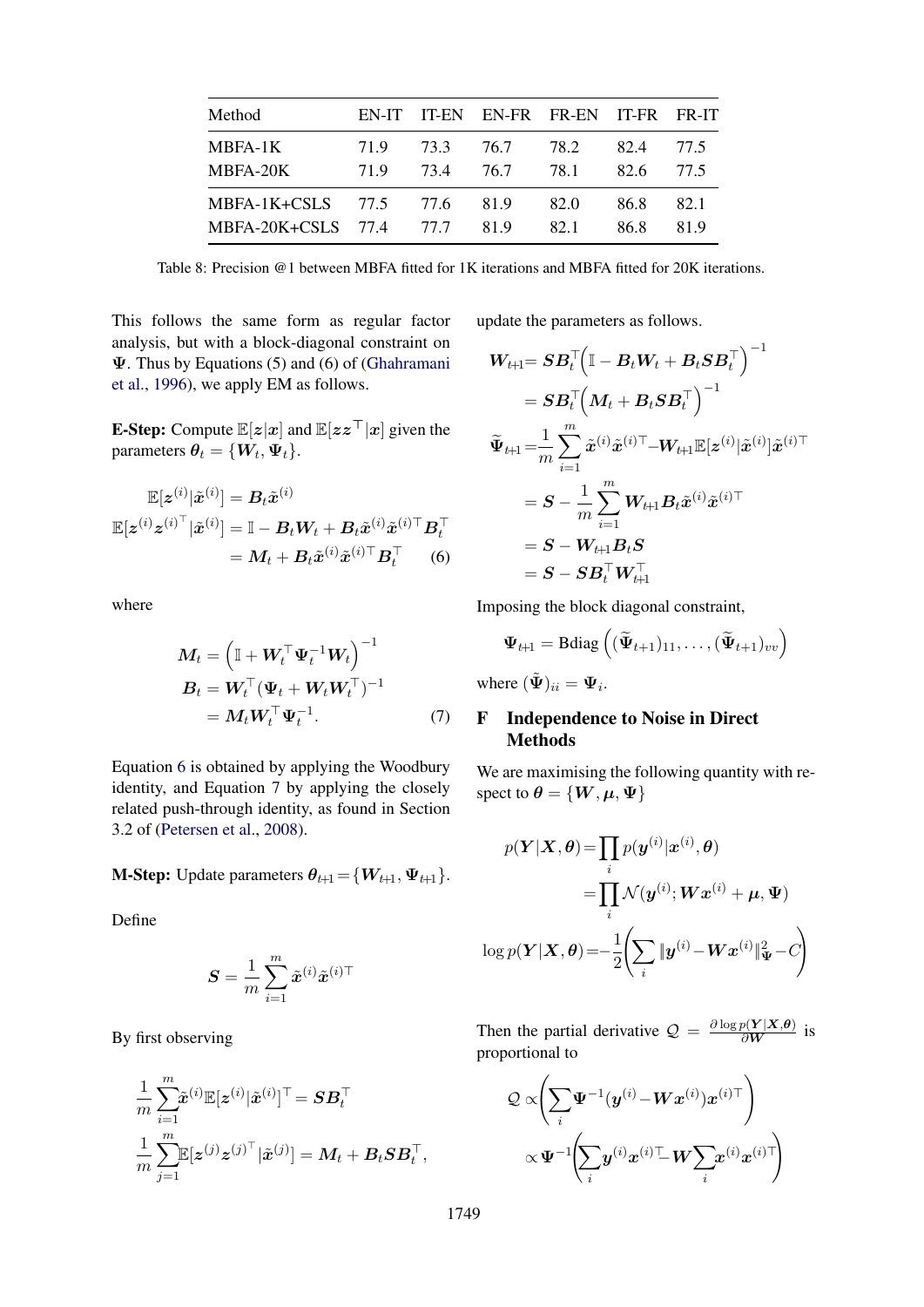| Method | EN-IT | IT-EN | EN-FR | FR-EN | IT-FR | FR-IT |
|---|---|---|---|---|---|---|
| MBFA-1K | 71.9 | 73.3 | 76.7 | 78.2 | 82.4 | 77.5 |
| MBFA-20K | 71.9 | 73.4 | 76.7 | 78.1 | 82.6 | 77.5 |
| MBFA-1K+CSLS | 77.5 | 77.6 | 81.9 | 82.0 | 86.8 | 82.1 |
| MBFA-20K+CSLS | 77.4 | 77.7 | 81.9 | 82.1 | 86.8 | 81.9 |

Table 8: Precision @1 between MBFA fitted for 1K iterations and MBFA fitted for 20K iterations.

This follows the same form as regular factor analysis, but with a block-diagonal constraint on $\boldsymbol{\Psi}$. Thus by Equations (5) and (6) of (Ghahramani et al., 1996), we apply EM as follows.

**E-Step:** Compute $\mathbb{E}[\boldsymbol{z}|\boldsymbol{x}]$ and $\mathbb{E}[\boldsymbol{z}\boldsymbol{z}^\top|\boldsymbol{x}]$ given the parameters $\boldsymbol{\theta}_t = \{\boldsymbol{W}_t, \boldsymbol{\Psi}_t\}$.

$$
\begin{aligned}
\mathbb{E}[\boldsymbol{z}^{(i)}|\tilde{\boldsymbol{x}}^{(i)}] &= \boldsymbol{B}_t\tilde{\boldsymbol{x}}^{(i)} \\
\mathbb{E}[\boldsymbol{z}^{(i)}\boldsymbol{z}^{(i)\top}|\tilde{\boldsymbol{x}}^{(i)}] &= \mathbb{I} - \boldsymbol{B}_t\boldsymbol{W}_t + \boldsymbol{B}_t\tilde{\boldsymbol{x}}^{(i)}\tilde{\boldsymbol{x}}^{(i)\top}\boldsymbol{B}_t^\top \\
&= \boldsymbol{M}_t + \boldsymbol{B}_t\tilde{\boldsymbol{x}}^{(i)}\tilde{\boldsymbol{x}}^{(i)\top}\boldsymbol{B}_t^\top \qquad (6)
\end{aligned}
$$

where

$$
\begin{aligned}
\boldsymbol{M}_t &= \left(\mathbb{I} + \boldsymbol{W}_t^\top\boldsymbol{\Psi}_t^{-1}\boldsymbol{W}_t\right)^{-1} \\
\boldsymbol{B}_t &= \boldsymbol{W}_t^\top(\boldsymbol{\Psi}_t + \boldsymbol{W}_t\boldsymbol{W}_t^\top)^{-1} \\
&= \boldsymbol{M}_t\boldsymbol{W}_t^\top\boldsymbol{\Psi}_t^{-1}. \qquad (7)
\end{aligned}
$$

Equation 6 is obtained by applying the Woodbury identity, and Equation 7 by applying the closely related push-through identity, as found in Section 3.2 of (Petersen et al., 2008).

**M-Step:** Update parameters $\boldsymbol{\theta}_{t+1} = \{\boldsymbol{W}_{t+1}, \boldsymbol{\Psi}_{t+1}\}$.

Define

$$
\boldsymbol{S} = \frac{1}{m}\sum_{i=1}^{m}\tilde{\boldsymbol{x}}^{(i)}\tilde{\boldsymbol{x}}^{(i)\top}
$$

By first observing

$$
\begin{aligned}
\frac{1}{m}\sum_{i=1}^{m}\tilde{\boldsymbol{x}}^{(i)}\mathbb{E}[\boldsymbol{z}^{(i)}|\tilde{\boldsymbol{x}}^{(i)}]^\top &= \boldsymbol{S}\boldsymbol{B}_t^\top \\
\frac{1}{m}\sum_{j=1}^{m}\mathbb{E}[\boldsymbol{z}^{(j)}\boldsymbol{z}^{(j)\top}|\tilde{\boldsymbol{x}}^{(j)}] &= \boldsymbol{M}_t + \boldsymbol{B}_t\boldsymbol{S}\boldsymbol{B}_t^\top,
\end{aligned}
$$

update the parameters as follows.

$$
\begin{aligned}
\boldsymbol{W}_{t+1} &= \boldsymbol{S}\boldsymbol{B}_t^\top\Big(\mathbb{I} - \boldsymbol{B}_t\boldsymbol{W}_t + \boldsymbol{B}_t\boldsymbol{S}\boldsymbol{B}_t^\top\Big)^{-1} \\
&= \boldsymbol{S}\boldsymbol{B}_t^\top\Big(\boldsymbol{M}_t + \boldsymbol{B}_t\boldsymbol{S}\boldsymbol{B}_t^\top\Big)^{-1} \\
\widetilde{\boldsymbol{\Psi}}_{t+1} &= \frac{1}{m}\sum_{i=1}^{m}\tilde{\boldsymbol{x}}^{(i)}\tilde{\boldsymbol{x}}^{(i)\top} - \boldsymbol{W}_{t+1}\mathbb{E}[\boldsymbol{z}^{(i)}|\tilde{\boldsymbol{x}}^{(i)}]\tilde{\boldsymbol{x}}^{(i)\top} \\
&= \boldsymbol{S} - \frac{1}{m}\sum_{i=1}^{m}\boldsymbol{W}_{t+1}\boldsymbol{B}_t\tilde{\boldsymbol{x}}^{(i)}\tilde{\boldsymbol{x}}^{(i)\top} \\
&= \boldsymbol{S} - \boldsymbol{W}_{t+1}\boldsymbol{B}_t\boldsymbol{S} \\
&= \boldsymbol{S} - \boldsymbol{S}\boldsymbol{B}_t^\top\boldsymbol{W}_{t+1}^\top
\end{aligned}
$$

Imposing the block diagonal constraint,

$$
\boldsymbol{\Psi}_{t+1} = \text{Bdiag}\left((\widetilde{\boldsymbol{\Psi}}_{t+1})_{11}, \ldots, (\widetilde{\boldsymbol{\Psi}}_{t+1})_{vv}\right)
$$

where $(\tilde{\boldsymbol{\Psi}})_{ii} = \boldsymbol{\Psi}_i$.

## F Independence to Noise in Direct Methods

We are maximising the following quantity with respect to $\boldsymbol{\theta} = \{\boldsymbol{W}, \boldsymbol{\mu}, \boldsymbol{\Psi}\}$

$$
\begin{aligned}
p(\boldsymbol{Y}|\boldsymbol{X}, \boldsymbol{\theta}) &= \prod_i p(\boldsymbol{y}^{(i)}|\boldsymbol{x}^{(i)}, \boldsymbol{\theta}) \\
&= \prod_i \mathcal{N}(\boldsymbol{y}^{(i)}; \boldsymbol{W}\boldsymbol{x}^{(i)} + \boldsymbol{\mu}, \boldsymbol{\Psi}) \\
\log p(\boldsymbol{Y}|\boldsymbol{X}, \boldsymbol{\theta}) &= -\frac{1}{2}\left(\sum_i \|\boldsymbol{y}^{(i)} - \boldsymbol{W}\boldsymbol{x}^{(i)}\|_{\boldsymbol{\Psi}}^2 - C\right)
\end{aligned}
$$

Then the partial derivative $\mathcal{Q} = \frac{\partial \log p(\boldsymbol{Y}|\boldsymbol{X},\boldsymbol{\theta})}{\partial \boldsymbol{W}}$ is proportional to

$$
\begin{aligned}
\mathcal{Q} &\propto \left(\sum_i \boldsymbol{\Psi}^{-1}(\boldsymbol{y}^{(i)} - \boldsymbol{W}\boldsymbol{x}^{(i)})\boldsymbol{x}^{(i)\top}\right) \\
&\propto \boldsymbol{\Psi}^{-1}\left(\sum_i \boldsymbol{y}^{(i)}\boldsymbol{x}^{(i)\top} - \boldsymbol{W}\sum_i \boldsymbol{x}^{(i)}\boldsymbol{x}^{(i)\top}\right)
\end{aligned}
$$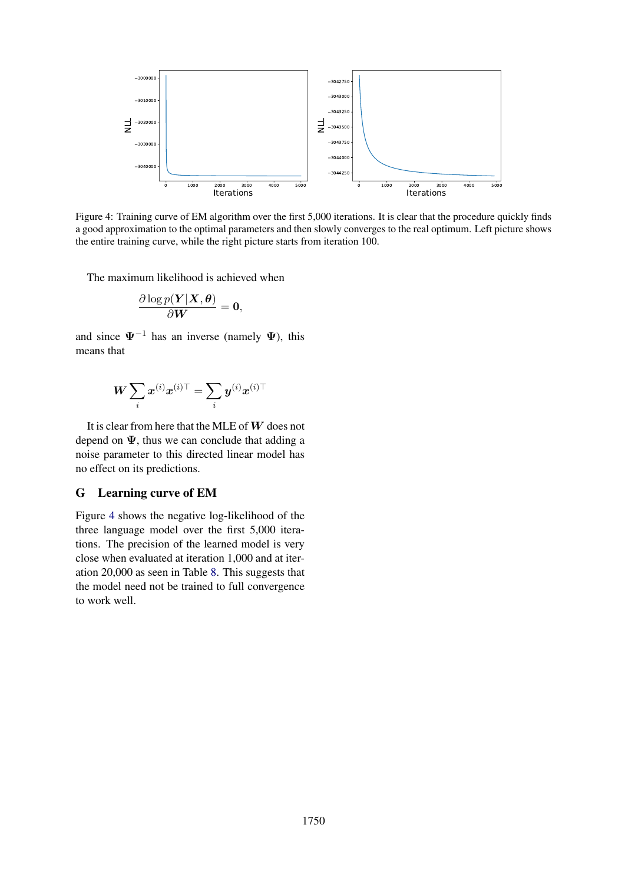NLL

−3000000

−3010000

−3020000

−3030000

−3040000

0 1000 2000 3000 4000 5000

Iterations

NLL

−3042750

−3043000

−3043250

−3043500

−3043750

−3044000

−3044250

0 1000 2000 3000 4000 5000

Iterations

Figure 4: Training curve of EM algorithm over the first 5,000 iterations. It is clear that the procedure quickly finds a good approximation to the optimal parameters and then slowly converges to the real optimum. Left picture shows the entire training curve, while the right picture starts from iteration 100.

The maximum likelihood is achieved when

$$\frac{\partial \log p(\boldsymbol{Y}|\boldsymbol{X}, \boldsymbol{\theta})}{\partial \boldsymbol{W}} = \mathbf{0},$$

and since $\boldsymbol{\Psi}^{-1}$ has an inverse (namely $\boldsymbol{\Psi}$), this means that

$$\boldsymbol{W} \sum_i \boldsymbol{x}^{(i)} \boldsymbol{x}^{(i)\top} = \sum_i \boldsymbol{y}^{(i)} \boldsymbol{x}^{(i)\top}$$

It is clear from here that the MLE of $\boldsymbol{W}$ does not depend on $\boldsymbol{\Psi}$, thus we can conclude that adding a noise parameter to this directed linear model has no effect on its predictions.

## G Learning curve of EM

Figure 4 shows the negative log-likelihood of the three language model over the first 5,000 iterations. The precision of the learned model is very close when evaluated at iteration 1,000 and at iteration 20,000 as seen in Table 8. This suggests that the model need not be trained to full convergence to work well.